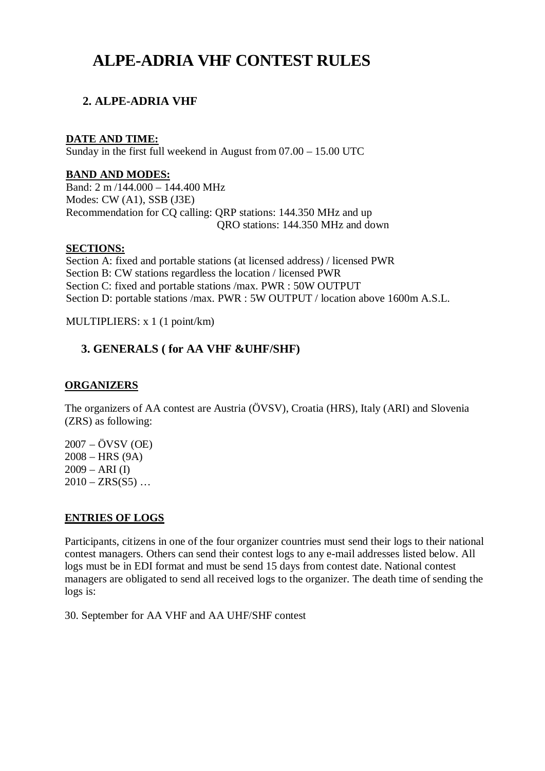# ALPE-ADRIA VHF CONTEST RULES

## 2. ALPE-ADRIA VHF

**DATE AND TIME:**
Sunday in the first full weekend in August from 07.00 – 15.00 UTC

**BAND AND MODES:**
Band: 2 m /144.000 – 144.400 MHz
Modes: CW (A1), SSB (J3E)
Recommendation for CQ calling: QRP stations: 144.350 MHz and up
QRO stations: 144.350 MHz and down

**SECTIONS:**
Section A: fixed and portable stations (at licensed address) / licensed PWR
Section B: CW stations regardless the location / licensed PWR
Section C: fixed and portable stations /max. PWR : 50W OUTPUT
Section D: portable stations /max. PWR : 5W OUTPUT / location above 1600m A.S.L.

MULTIPLIERS: x 1 (1 point/km)

## 3. GENERALS ( for AA VHF &UHF/SHF)

**ORGANIZERS**

The organizers of AA contest are Austria (ÖVSV), Croatia (HRS), Italy (ARI) and Slovenia (ZRS) as following:

2007 – ÖVSV (OE)
2008 – HRS (9A)
2009 – ARI (I)
2010 – ZRS(S5) …

**ENTRIES OF LOGS**

Participants, citizens in one of the four organizer countries must send their logs to their national contest managers. Others can send their contest logs to any e-mail addresses listed below. All logs must be in EDI format and must be send 15 days from contest date. National contest managers are obligated to send all received logs to the organizer. The death time of sending the logs is:

30. September for AA VHF and AA UHF/SHF contest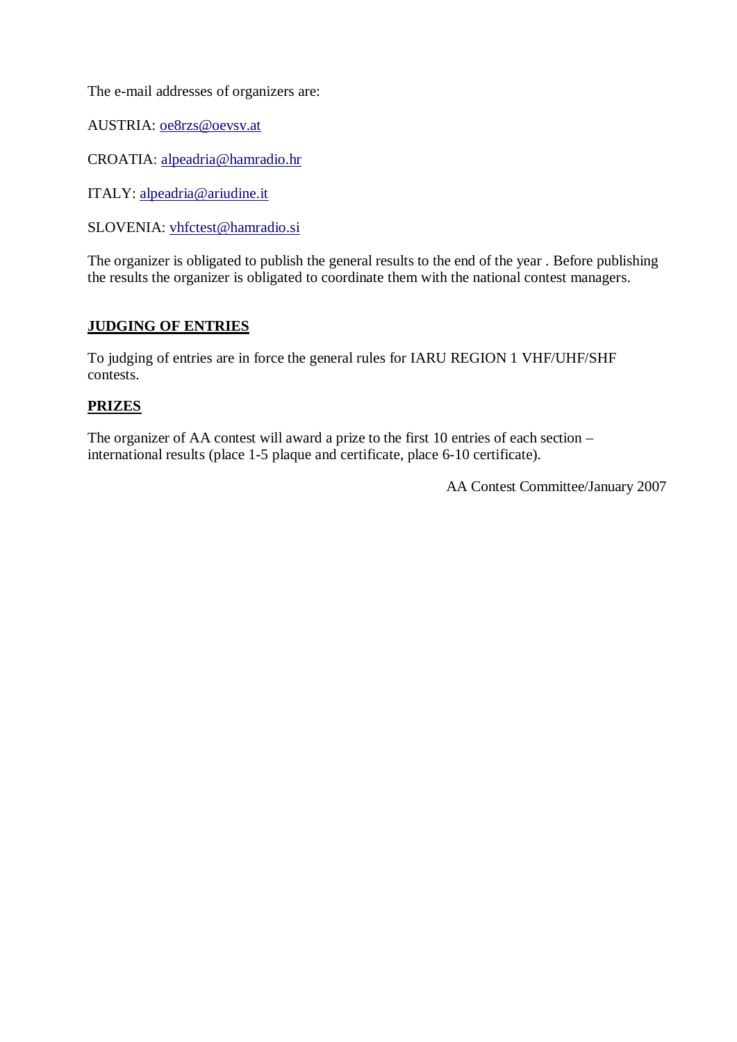The e-mail addresses of organizers are:

AUSTRIA: oe8rzs@oevsv.at

CROATIA: alpeadria@hamradio.hr

ITALY: alpeadria@ariudine.it

SLOVENIA: vhfctest@hamradio.si

The organizer is obligated to publish the general results to the end of the year . Before publishing the results the organizer is obligated to coordinate them with the national contest managers.

## JUDGING OF ENTRIES

To judging of entries are in force the general rules for IARU REGION 1 VHF/UHF/SHF contests.

## PRIZES

The organizer of AA contest will award a prize to the first 10 entries of each section – international results (place 1-5 plaque and certificate, place 6-10 certificate).

AA Contest Committee/January 2007